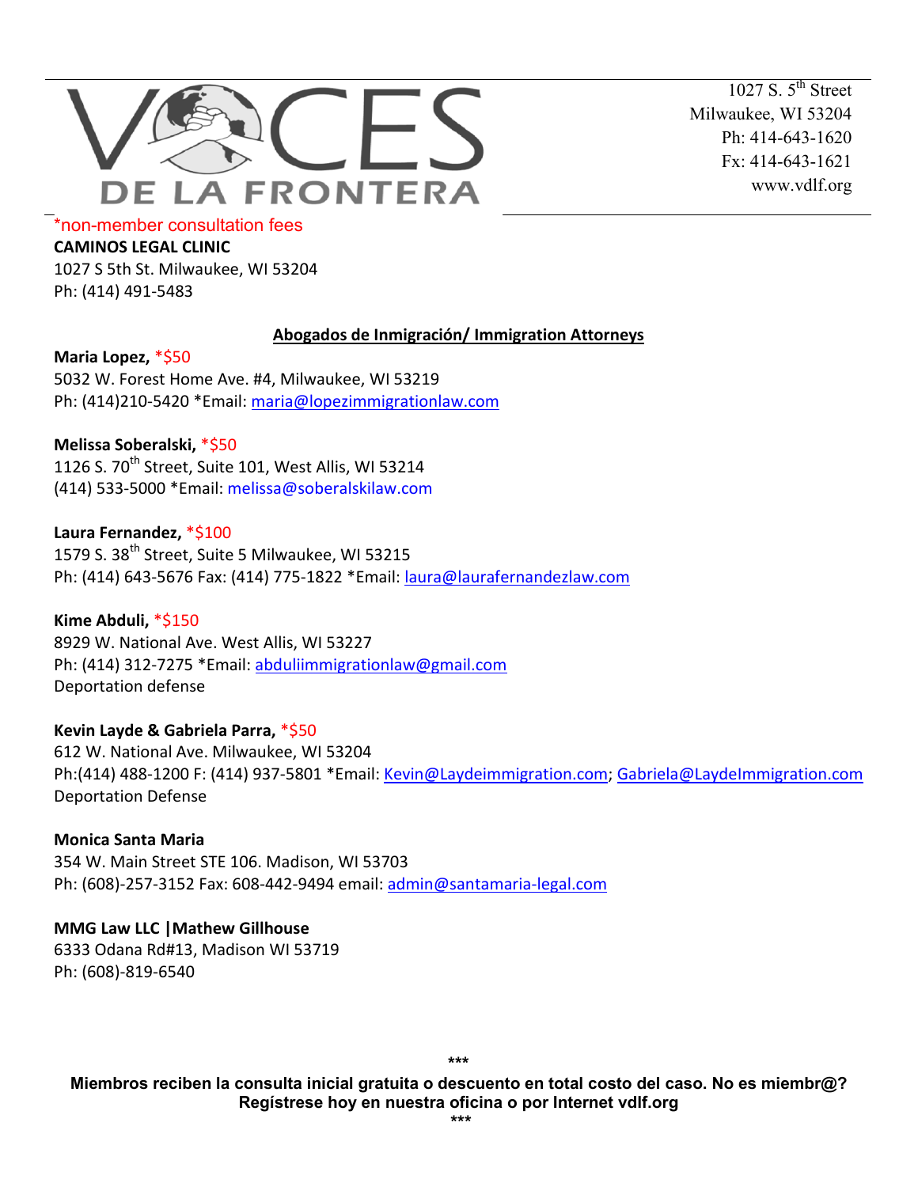# VOCES DE LA FRONTERA

1027 S. 5th Street
Milwaukee, WI 53204
Ph: 414-643-1620
Fx: 414-643-1621
www.vdlf.org

*non-member consultation fees

**CAMINOS LEGAL CLINIC**
1027 S 5th St. Milwaukee, WI 53204
Ph: (414) 491-5483

## Abogados de Inmigración/ Immigration Attorneys

**Maria Lopez,** *$50
5032 W. Forest Home Ave. #4, Milwaukee, WI 53219
Ph: (414)210-5420 *Email: maria@lopezimmigrationlaw.com

**Melissa Soberalski,** *$50
1126 S. 70th Street, Suite 101, West Allis, WI 53214
(414) 533-5000 *Email: melissa@soberalskilaw.com

**Laura Fernandez,** *$100
1579 S. 38th Street, Suite 5 Milwaukee, WI 53215
Ph: (414) 643-5676 Fax: (414) 775-1822 *Email: laura@laurafernandezlaw.com

**Kime Abduli,** *$150
8929 W. National Ave. West Allis, WI 53227
Ph: (414) 312-7275 *Email: abduliimmigrationlaw@gmail.com
Deportation defense

**Kevin Layde & Gabriela Parra,** *$50
612 W. National Ave. Milwaukee, WI 53204
Ph:(414) 488-1200 F: (414) 937-5801 *Email: Kevin@Laydeimmigration.com; Gabriela@LaydeImmigration.com
Deportation Defense

**Monica Santa Maria**
354 W. Main Street STE 106. Madison, WI 53703
Ph: (608)-257-3152 Fax: 608-442-9494 email: admin@santamaria-legal.com

**MMG Law LLC |Mathew Gillhouse**
6333 Odana Rd#13, Madison WI 53719
Ph: (608)-819-6540

***

**Miembros reciben la consulta inicial gratuita o descuento en total costo del caso. No es miembr@? Regístrese hoy en nuestra oficina o por Internet vdlf.org**

***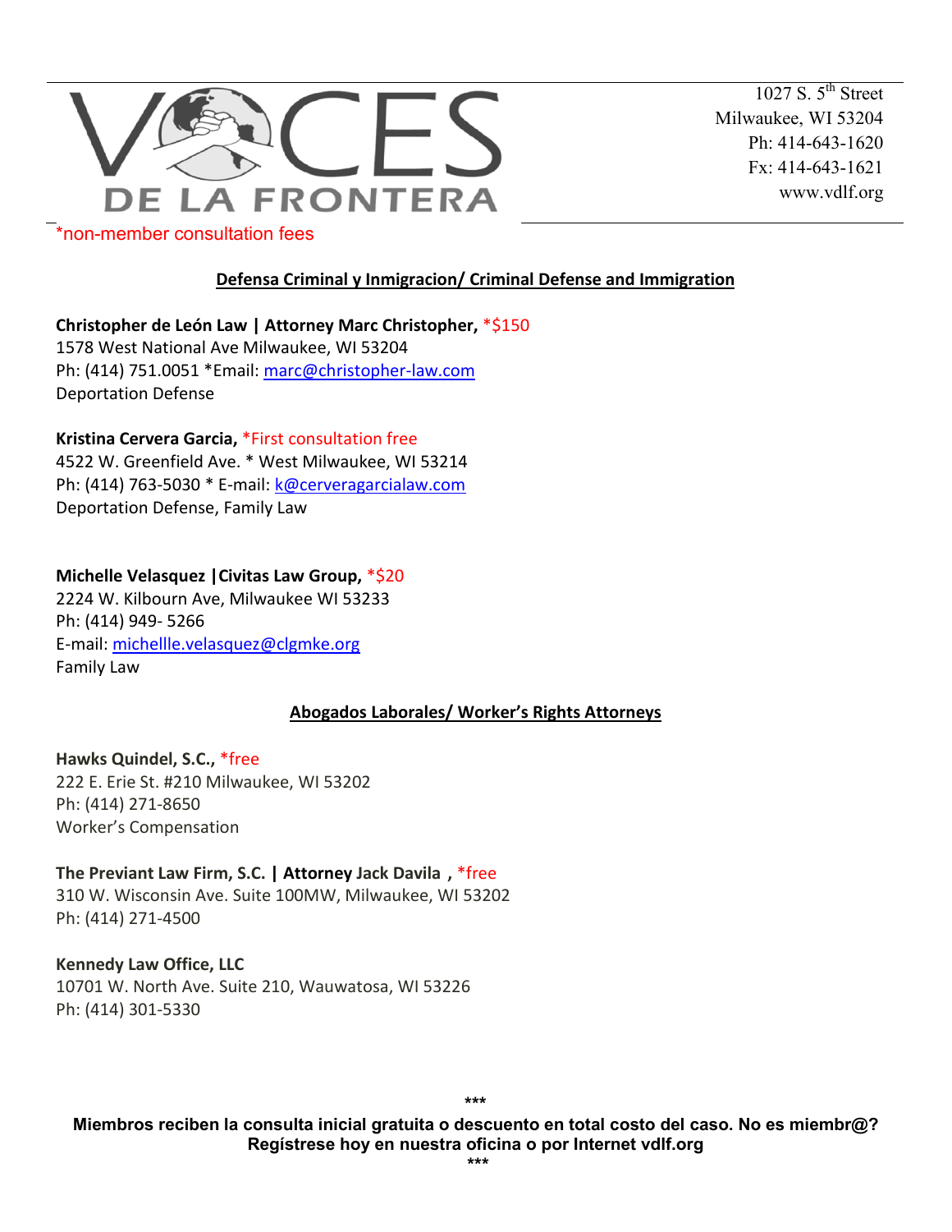VOCES DE LA FRONTERA

1027 S. 5th Street
Milwaukee, WI 53204
Ph: 414-643-1620
Fx: 414-643-1621
www.vdlf.org

*non-member consultation fees

## Defensa Criminal y Inmigracion/ Criminal Defense and Immigration

**Christopher de León Law | Attorney Marc Christopher,** *$150
1578 West National Ave Milwaukee, WI 53204
Ph: (414) 751.0051 *Email: marc@christopher-law.com
Deportation Defense

**Kristina Cervera Garcia,** *First consultation free
4522 W. Greenfield Ave. * West Milwaukee, WI 53214
Ph: (414) 763-5030 * E-mail: k@cerveragarcialaw.com
Deportation Defense, Family Law

**Michelle Velasquez |Civitas Law Group,** *$20
2224 W. Kilbourn Ave, Milwaukee WI 53233
Ph: (414) 949- 5266
E-mail: michellle.velasquez@clgmke.org
Family Law

## Abogados Laborales/ Worker's Rights Attorneys

**Hawks Quindel, S.C.,** *free
222 E. Erie St. #210 Milwaukee, WI 53202
Ph: (414) 271-8650
Worker's Compensation

**The Previant Law Firm, S.C. | Attorney Jack Davila ,** *free
310 W. Wisconsin Ave. Suite 100MW, Milwaukee, WI 53202
Ph: (414) 271-4500

**Kennedy Law Office, LLC**
10701 W. North Ave. Suite 210, Wauwatosa, WI 53226
Ph: (414) 301-5330

***

**Miembros reciben la consulta inicial gratuita o descuento en total costo del caso. No es miembr@? Regístrese hoy en nuestra oficina o por Internet vdlf.org**

***